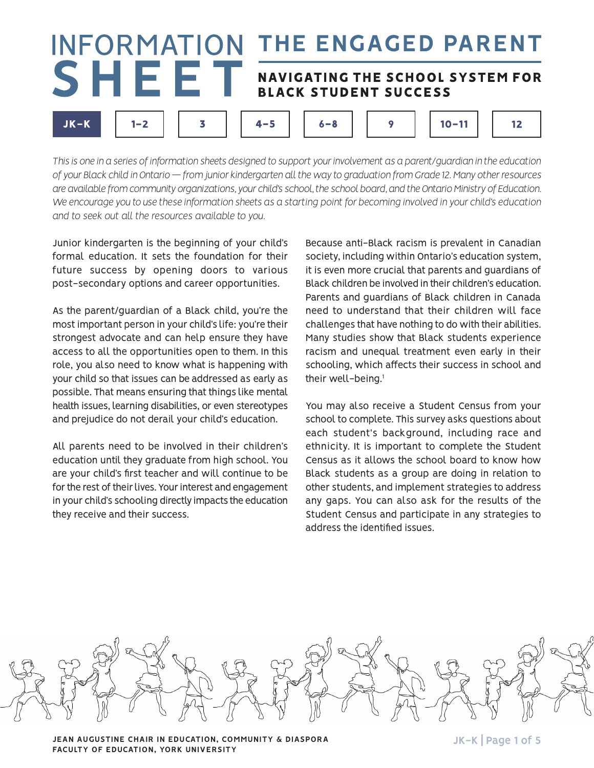# INFORMATION SHEET

# THE ENGAGED PARENT

## NAVIGATING THE SCHOOL SYSTEM FOR BLACK STUDENT SUCCESS

**JK–K** | 1–2 | 3 | 4–5 | 6–8 | 9 | 10–11 | 12

*This is one in a series of information sheets designed to support your involvement as a parent/guardian in the education of your Black child in Ontario — from junior kindergarten all the way to graduation from Grade 12. Many other resources are available from community organizations, your child's school, the school board, and the Ontario Ministry of Education. We encourage you to use these information sheets as a starting point for becoming involved in your child's education and to seek out all the resources available to you.*

Junior kindergarten is the beginning of your child's formal education. It sets the foundation for their future success by opening doors to various post-secondary options and career opportunities.

As the parent/guardian of a Black child, you're the most important person in your child's life: you're their strongest advocate and can help ensure they have access to all the opportunities open to them. In this role, you also need to know what is happening with your child so that issues can be addressed as early as possible. That means ensuring that things like mental health issues, learning disabilities, or even stereotypes and prejudice do not derail your child's education.

All parents need to be involved in their children's education until they graduate from high school. You are your child's first teacher and will continue to be for the rest of their lives. Your interest and engagement in your child's schooling directly impacts the education they receive and their success.

Because anti-Black racism is prevalent in Canadian society, including within Ontario's education system, it is even more crucial that parents and guardians of Black children be involved in their children's education. Parents and guardians of Black children in Canada need to understand that their children will face challenges that have nothing to do with their abilities. Many studies show that Black students experience racism and unequal treatment even early in their schooling, which affects their success in school and their well-being.[1]

You may also receive a Student Census from your school to complete. This survey asks questions about each student's background, including race and ethnicity. It is important to complete the Student Census as it allows the school board to know how Black students as a group are doing in relation to other students, and implement strategies to address any gaps. You can also ask for the results of the Student Census and participate in any strategies to address the identified issues.

JEAN AUGUSTINE CHAIR IN EDUCATION, COMMUNITY & DIASPORA
FACULTY OF EDUCATION, YORK UNIVERSITY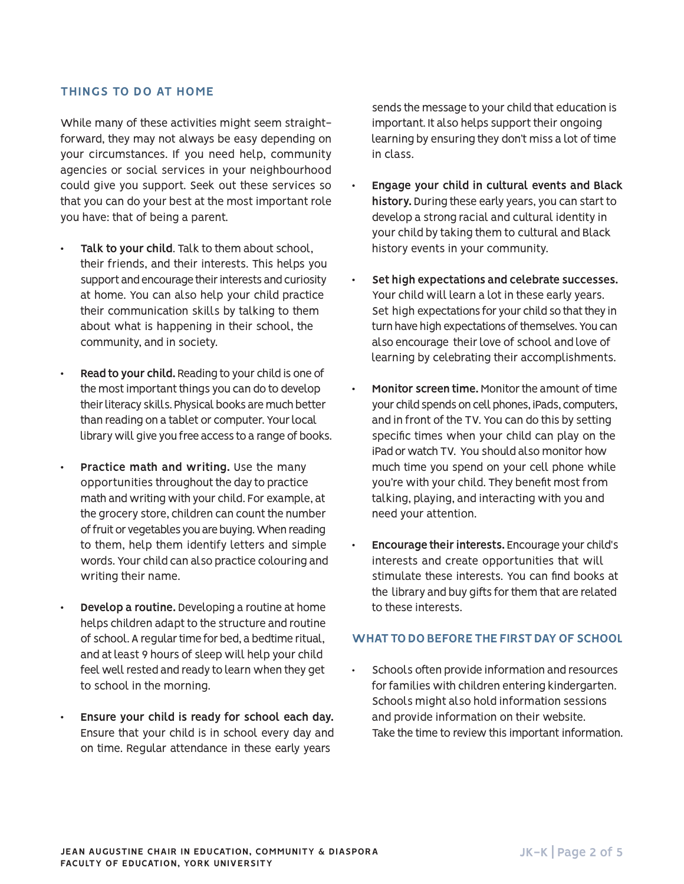## THINGS TO DO AT HOME

While many of these activities might seem straight-forward, they may not always be easy depending on your circumstances. If you need help, community agencies or social services in your neighbourhood could give you support. Seek out these services so that you can do your best at the most important role you have: that of being a parent.

- **Talk to your child**. Talk to them about school, their friends, and their interests. This helps you support and encourage their interests and curiosity at home. You can also help your child practice their communication skills by talking to them about what is happening in their school, the community, and in society.

- **Read to your child.** Reading to your child is one of the most important things you can do to develop their literacy skills. Physical books are much better than reading on a tablet or computer. Your local library will give you free access to a range of books.

- **Practice math and writing.** Use the many opportunities throughout the day to practice math and writing with your child. For example, at the grocery store, children can count the number of fruit or vegetables you are buying. When reading to them, help them identify letters and simple words. Your child can also practice colouring and writing their name.

- **Develop a routine.** Developing a routine at home helps children adapt to the structure and routine of school. A regular time for bed, a bedtime ritual, and at least 9 hours of sleep will help your child feel well rested and ready to learn when they get to school in the morning.

- **Ensure your child is ready for school each day.** Ensure that your child is in school every day and on time. Regular attendance in these early years sends the message to your child that education is important. It also helps support their ongoing learning by ensuring they don't miss a lot of time in class.

- **Engage your child in cultural events and Black history.** During these early years, you can start to develop a strong racial and cultural identity in your child by taking them to cultural and Black history events in your community.

- **Set high expectations and celebrate successes.** Your child will learn a lot in these early years. Set high expectations for your child so that they in turn have high expectations of themselves. You can also encourage their love of school and love of learning by celebrating their accomplishments.

- **Monitor screen time.** Monitor the amount of time your child spends on cell phones, iPads, computers, and in front of the TV. You can do this by setting specific times when your child can play on the iPad or watch TV. You should also monitor how much time you spend on your cell phone while you're with your child. They benefit most from talking, playing, and interacting with you and need your attention.

- **Encourage their interests.** Encourage your child's interests and create opportunities that will stimulate these interests. You can find books at the library and buy gifts for them that are related to these interests.

## WHAT TO DO BEFORE THE FIRST DAY OF SCHOOL

- Schools often provide information and resources for families with children entering kindergarten. Schools might also hold information sessions and provide information on their website. Take the time to review this important information.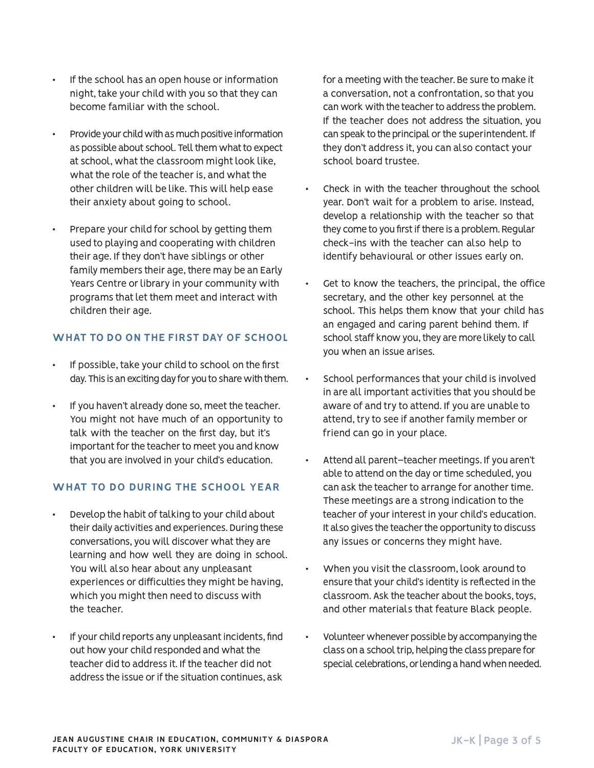- If the school has an open house or information night, take your child with you so that they can become familiar with the school.

- Provide your child with as much positive information as possible about school. Tell them what to expect at school, what the classroom might look like, what the role of the teacher is, and what the other children will be like. This will help ease their anxiety about going to school.

- Prepare your child for school by getting them used to playing and cooperating with children their age. If they don't have siblings or other family members their age, there may be an Early Years Centre or library in your community with programs that let them meet and interact with children their age.

### WHAT TO DO ON THE FIRST DAY OF SCHOOL

- If possible, take your child to school on the first day. This is an exciting day for you to share with them.

- If you haven't already done so, meet the teacher. You might not have much of an opportunity to talk with the teacher on the first day, but it's important for the teacher to meet you and know that you are involved in your child's education.

### WHAT TO DO DURING THE SCHOOL YEAR

- Develop the habit of talking to your child about their daily activities and experiences. During these conversations, you will discover what they are learning and how well they are doing in school. You will also hear about any unpleasant experiences or difficulties they might be having, which you might then need to discuss with the teacher.

- If your child reports any unpleasant incidents, find out how your child responded and what the teacher did to address it. If the teacher did not address the issue or if the situation continues, ask for a meeting with the teacher. Be sure to make it a conversation, not a confrontation, so that you can work with the teacher to address the problem. If the teacher does not address the situation, you can speak to the principal or the superintendent. If they don't address it, you can also contact your school board trustee.

- Check in with the teacher throughout the school year. Don't wait for a problem to arise. Instead, develop a relationship with the teacher so that they come to you first if there is a problem. Regular check-ins with the teacher can also help to identify behavioural or other issues early on.

- Get to know the teachers, the principal, the office secretary, and the other key personnel at the school. This helps them know that your child has an engaged and caring parent behind them. If school staff know you, they are more likely to call you when an issue arises.

- School performances that your child is involved in are all important activities that you should be aware of and try to attend. If you are unable to attend, try to see if another family member or friend can go in your place.

- Attend all parent–teacher meetings. If you aren't able to attend on the day or time scheduled, you can ask the teacher to arrange for another time. These meetings are a strong indication to the teacher of your interest in your child's education. It also gives the teacher the opportunity to discuss any issues or concerns they might have.

- When you visit the classroom, look around to ensure that your child's identity is reflected in the classroom. Ask the teacher about the books, toys, and other materials that feature Black people.

- Volunteer whenever possible by accompanying the class on a school trip, helping the class prepare for special celebrations, or lending a hand when needed.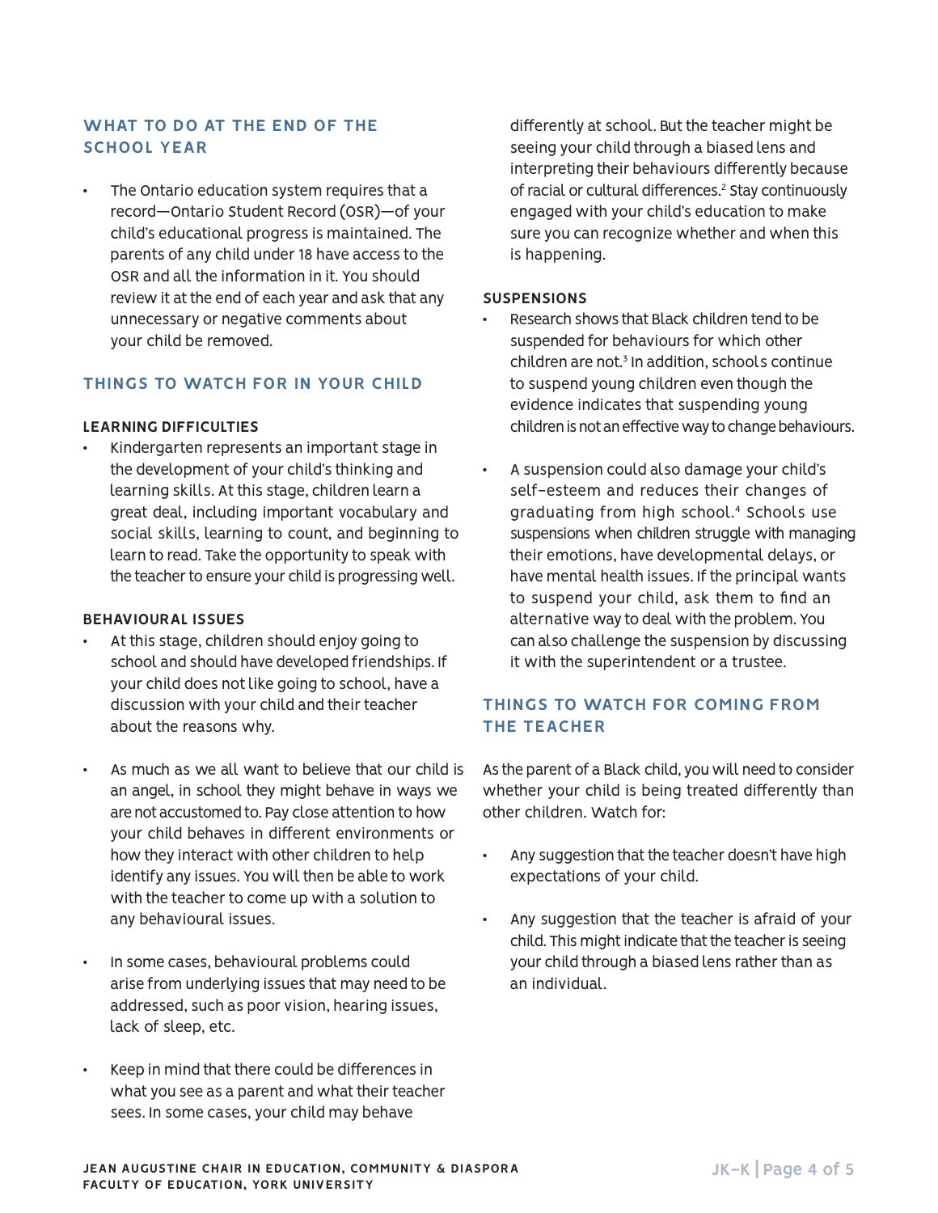## WHAT TO DO AT THE END OF THE SCHOOL YEAR

- The Ontario education system requires that a record—Ontario Student Record (OSR)—of your child's educational progress is maintained. The parents of any child under 18 have access to the OSR and all the information in it. You should review it at the end of each year and ask that any unnecessary or negative comments about your child be removed.

## THINGS TO WATCH FOR IN YOUR CHILD

### LEARNING DIFFICULTIES

- Kindergarten represents an important stage in the development of your child's thinking and learning skills. At this stage, children learn a great deal, including important vocabulary and social skills, learning to count, and beginning to learn to read. Take the opportunity to speak with the teacher to ensure your child is progressing well.

### BEHAVIOURAL ISSUES

- At this stage, children should enjoy going to school and should have developed friendships. If your child does not like going to school, have a discussion with your child and their teacher about the reasons why.

- As much as we all want to believe that our child is an angel, in school they might behave in ways we are not accustomed to. Pay close attention to how your child behaves in different environments or how they interact with other children to help identify any issues. You will then be able to work with the teacher to come up with a solution to any behavioural issues.

- In some cases, behavioural problems could arise from underlying issues that may need to be addressed, such as poor vision, hearing issues, lack of sleep, etc.

- Keep in mind that there could be differences in what you see as a parent and what their teacher sees. In some cases, your child may behave differently at school. But the teacher might be seeing your child through a biased lens and interpreting their behaviours differently because of racial or cultural differences.[2] Stay continuously engaged with your child's education to make sure you can recognize whether and when this is happening.

### SUSPENSIONS

- Research shows that Black children tend to be suspended for behaviours for which other children are not.[3] In addition, schools continue to suspend young children even though the evidence indicates that suspending young children is not an effective way to change behaviours.

- A suspension could also damage your child's self-esteem and reduces their changes of graduating from high school.[4] Schools use suspensions when children struggle with managing their emotions, have developmental delays, or have mental health issues. If the principal wants to suspend your child, ask them to find an alternative way to deal with the problem. You can also challenge the suspension by discussing it with the superintendent or a trustee.

## THINGS TO WATCH FOR COMING FROM THE TEACHER

As the parent of a Black child, you will need to consider whether your child is being treated differently than other children. Watch for:

- Any suggestion that the teacher doesn't have high expectations of your child.

- Any suggestion that the teacher is afraid of your child. This might indicate that the teacher is seeing your child through a biased lens rather than as an individual.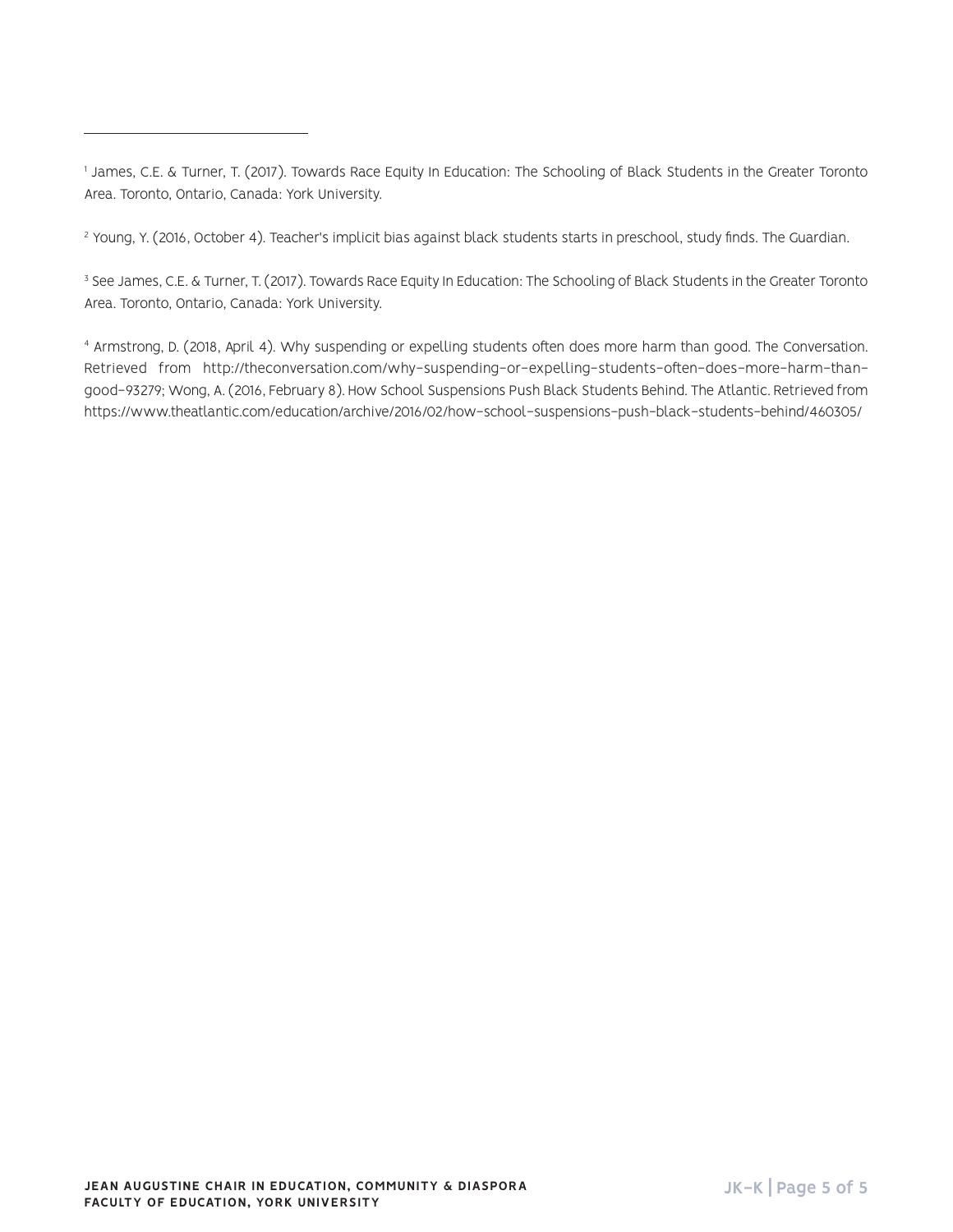---

[1] James, C.E. & Turner, T. (2017). Towards Race Equity In Education: The Schooling of Black Students in the Greater Toronto Area. Toronto, Ontario, Canada: York University.

[2] Young, Y. (2016, October 4). Teacher's implicit bias against black students starts in preschool, study finds. The Guardian.

[3] See James, C.E. & Turner, T. (2017). Towards Race Equity In Education: The Schooling of Black Students in the Greater Toronto Area. Toronto, Ontario, Canada: York University.

[4] Armstrong, D. (2018, April 4). Why suspending or expelling students often does more harm than good. The Conversation. Retrieved from http://theconversation.com/why-suspending-or-expelling-students-often-does-more-harm-than-good-93279; Wong, A. (2016, February 8). How School Suspensions Push Black Students Behind. The Atlantic. Retrieved from https://www.theatlantic.com/education/archive/2016/02/how-school-suspensions-push-black-students-behind/460305/